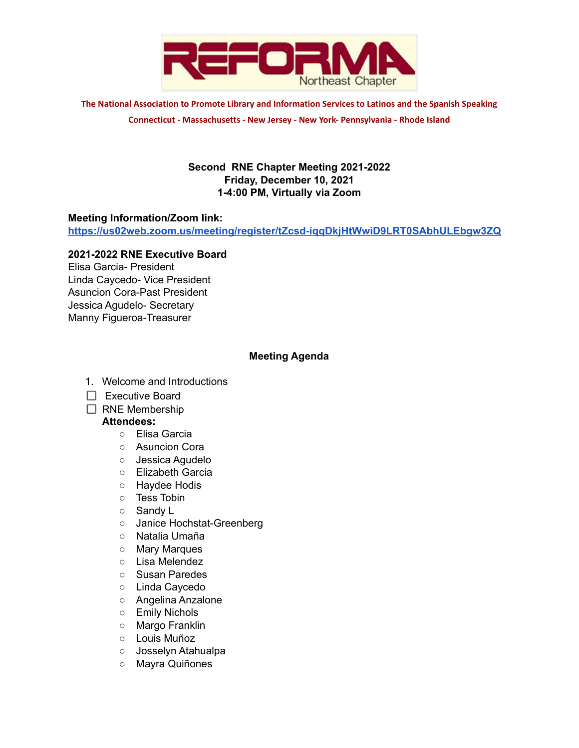REFORMA Northeast Chapter

**The National Association to Promote Library and Information Services to Latinos and the Spanish Speaking**

**Connecticut - Massachusetts - New Jersey - New York- Pennsylvania - Rhode Island**

**Second RNE Chapter Meeting 2021-2022**
**Friday, December 10, 2021**
**1-4:00 PM, Virtually via Zoom**

**Meeting Information/Zoom link:**
https://us02web.zoom.us/meeting/register/tZcsd-iqqDkjHtWwiD9LRT0SAbhULEbgw3ZQ

**2021-2022 RNE Executive Board**
Elisa Garcia- President
Linda Caycedo- Vice President
Asuncion Cora-Past President
Jessica Agudelo- Secretary
Manny Figueroa-Treasurer

## Meeting Agenda

1. Welcome and Introductions

- [ ] Executive Board
- [ ] RNE Membership

**Attendees:**

- Elisa Garcia
- Asuncion Cora
- Jessica Agudelo
- Elizabeth Garcia
- Haydee Hodis
- Tess Tobin
- Sandy L
- Janice Hochstat-Greenberg
- Natalia Umaña
- Mary Marques
- Lisa Melendez
- Susan Paredes
- Linda Caycedo
- Angelina Anzalone
- Emily Nichols
- Margo Franklin
- Louis Muñoz
- Josselyn Atahualpa
- Mayra Quiñones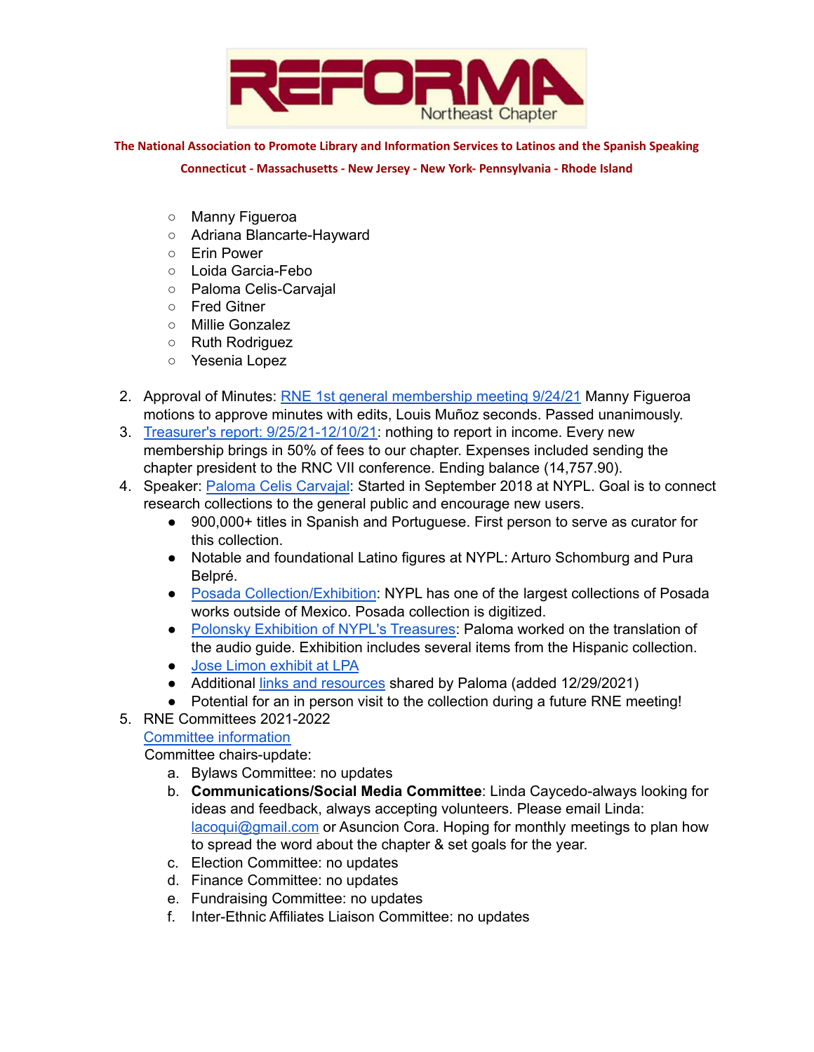**REFORMA Northeast Chapter**

**The National Association to Promote Library and Information Services to Latinos and the Spanish Speaking**

**Connecticut - Massachusetts - New Jersey - New York- Pennsylvania - Rhode Island**

- Manny Figueroa
- Adriana Blancarte-Hayward
- Erin Power
- Loida Garcia-Febo
- Paloma Celis-Carvajal
- Fred Gitner
- Millie Gonzalez
- Ruth Rodriguez
- Yesenia Lopez

2. Approval of Minutes: RNE 1st general membership meeting 9/24/21 Manny Figueroa motions to approve minutes with edits, Louis Muñoz seconds. Passed unanimously.
3. Treasurer's report: 9/25/21-12/10/21: nothing to report in income. Every new membership brings in 50% of fees to our chapter. Expenses included sending the chapter president to the RNC VII conference. Ending balance (14,757.90).
4. Speaker: Paloma Celis Carvajal: Started in September 2018 at NYPL. Goal is to connect research collections to the general public and encourage new users.
   - 900,000+ titles in Spanish and Portuguese. First person to serve as curator for this collection.
   - Notable and foundational Latino figures at NYPL: Arturo Schomburg and Pura Belpré.
   - Posada Collection/Exhibition: NYPL has one of the largest collections of Posada works outside of Mexico. Posada collection is digitized.
   - Polonsky Exhibition of NYPL's Treasures: Paloma worked on the translation of the audio guide. Exhibition includes several items from the Hispanic collection.
   - Jose Limon exhibit at LPA
   - Additional links and resources shared by Paloma (added 12/29/2021)
   - Potential for an in person visit to the collection during a future RNE meeting!
5. RNE Committees 2021-2022
   Committee information
   Committee chairs-update:
   a. Bylaws Committee: no updates
   b. **Communications/Social Media Committee**: Linda Caycedo-always looking for ideas and feedback, always accepting volunteers. Please email Linda: lacoqui@gmail.com or Asuncion Cora. Hoping for monthly meetings to plan how to spread the word about the chapter & set goals for the year.
   c. Election Committee: no updates
   d. Finance Committee: no updates
   e. Fundraising Committee: no updates
   f. Inter-Ethnic Affiliates Liaison Committee: no updates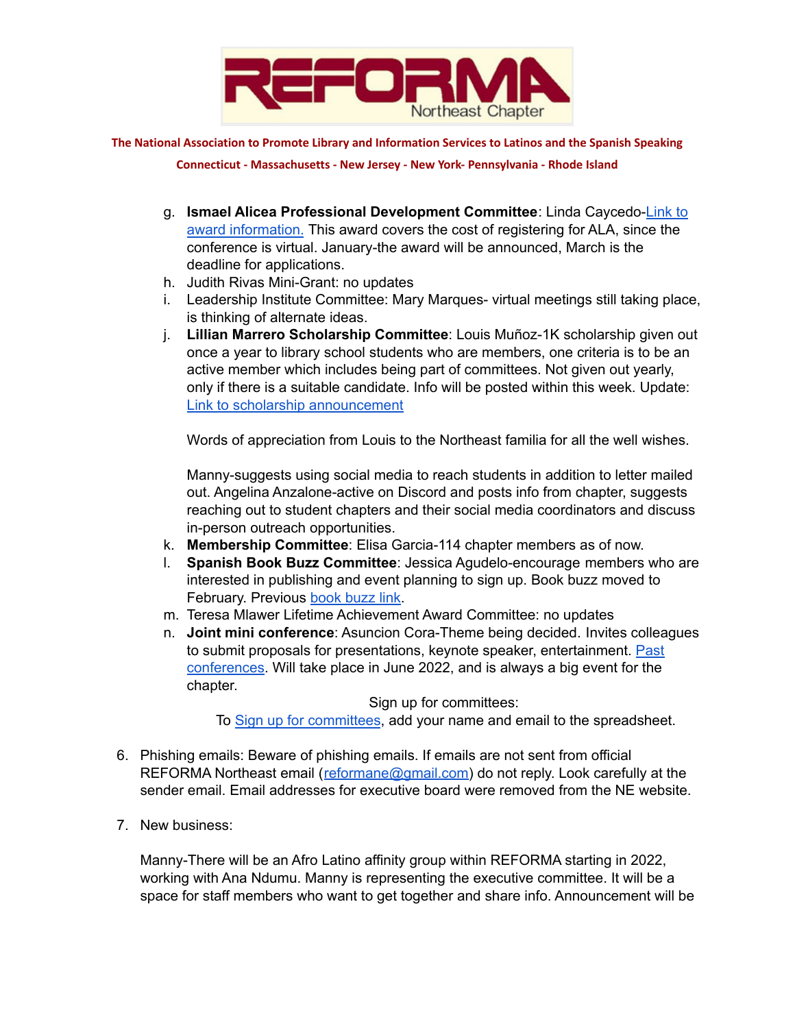g. **Ismael Alicea Professional Development Committee**: Linda Caycedo-Link to award information. This award covers the cost of registering for ALA, since the conference is virtual. January-the award will be announced, March is the deadline for applications.

h. Judith Rivas Mini-Grant: no updates

i. Leadership Institute Committee: Mary Marques- virtual meetings still taking place, is thinking of alternate ideas.

j. **Lillian Marrero Scholarship Committee**: Louis Muñoz-1K scholarship given out once a year to library school students who are members, one criteria is to be an active member which includes being part of committees. Not given out yearly, only if there is a suitable candidate. Info will be posted within this week. Update: Link to scholarship announcement

   Words of appreciation from Louis to the Northeast familia for all the well wishes.

   Manny-suggests using social media to reach students in addition to letter mailed out. Angelina Anzalone-active on Discord and posts info from chapter, suggests reaching out to student chapters and their social media coordinators and discuss in-person outreach opportunities.

k. **Membership Committee**: Elisa Garcia-114 chapter members as of now.

l. **Spanish Book Buzz Committee**: Jessica Agudelo-encourage members who are interested in publishing and event planning to sign up. Book buzz moved to February. Previous book buzz link.

m. Teresa Mlawer Lifetime Achievement Award Committee: no updates

n. **Joint mini conference**: Asuncion Cora-Theme being decided. Invites colleagues to submit proposals for presentations, keynote speaker, entertainment. Past conferences. Will take place in June 2022, and is always a big event for the chapter.

Sign up for committees:
To Sign up for committees, add your name and email to the spreadsheet.

6. Phishing emails: Beware of phishing emails. If emails are not sent from official REFORMA Northeast email (reformane@gmail.com) do not reply. Look carefully at the sender email. Email addresses for executive board were removed from the NE website.

7. New business:

   Manny-There will be an Afro Latino affinity group within REFORMA starting in 2022, working with Ana Ndumu. Manny is representing the executive committee. It will be a space for staff members who want to get together and share info. Announcement will be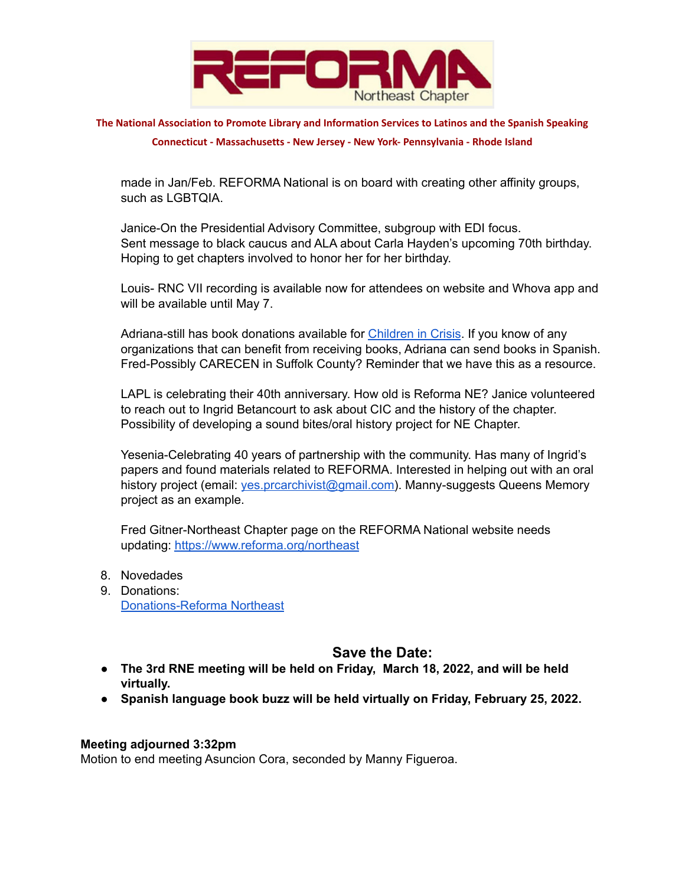made in Jan/Feb. REFORMA National is on board with creating other affinity groups, such as LGBTQIA.

Janice-On the Presidential Advisory Committee, subgroup with EDI focus.
Sent message to black caucus and ALA about Carla Hayden's upcoming 70th birthday. Hoping to get chapters involved to honor her for her birthday.

Louis- RNC VII recording is available now for attendees on website and Whova app and will be available until May 7.

Adriana-still has book donations available for [Children in Crisis](). If you know of any organizations that can benefit from receiving books, Adriana can send books in Spanish. Fred-Possibly CARECEN in Suffolk County? Reminder that we have this as a resource.

LAPL is celebrating their 40th anniversary. How old is Reforma NE? Janice volunteered to reach out to Ingrid Betancourt to ask about CIC and the history of the chapter. Possibility of developing a sound bites/oral history project for NE Chapter.

Yesenia-Celebrating 40 years of partnership with the community. Has many of Ingrid's papers and found materials related to REFORMA. Interested in helping out with an oral history project (email: yes.prcarchivist@gmail.com). Manny-suggests Queens Memory project as an example.

Fred Gitner-Northeast Chapter page on the REFORMA National website needs updating: https://www.reforma.org/northeast

8. Novedades
9. Donations:
   [Donations-Reforma Northeast]()

## Save the Date:

- **The 3rd RNE meeting will be held on Friday, March 18, 2022, and will be held virtually.**
- **Spanish language book buzz will be held virtually on Friday, February 25, 2022.**

**Meeting adjourned 3:32pm**
Motion to end meeting Asuncion Cora, seconded by Manny Figueroa.